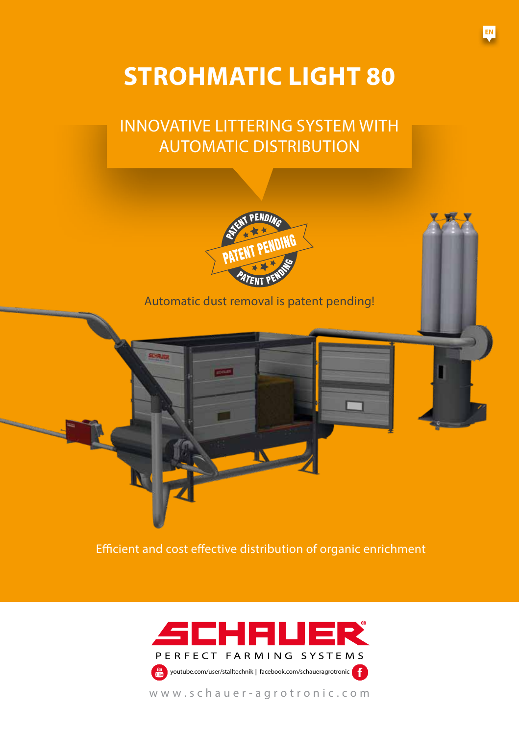# STROHMATIC LIGHT 80

## INNOVATIVE LITTERING SYSTEM WITH AUTOMATIC DISTRIBUTION

PATENT PENDING

Automatic dust removal is patent pending!

Efficient and cost effective distribution of organic enrichment

SCHAUER®

PERFECT FARMING SYSTEMS

youtube.com/user/stalltechnik | facebook.com/schaueragrotronic

www.schauer-agrotronic.com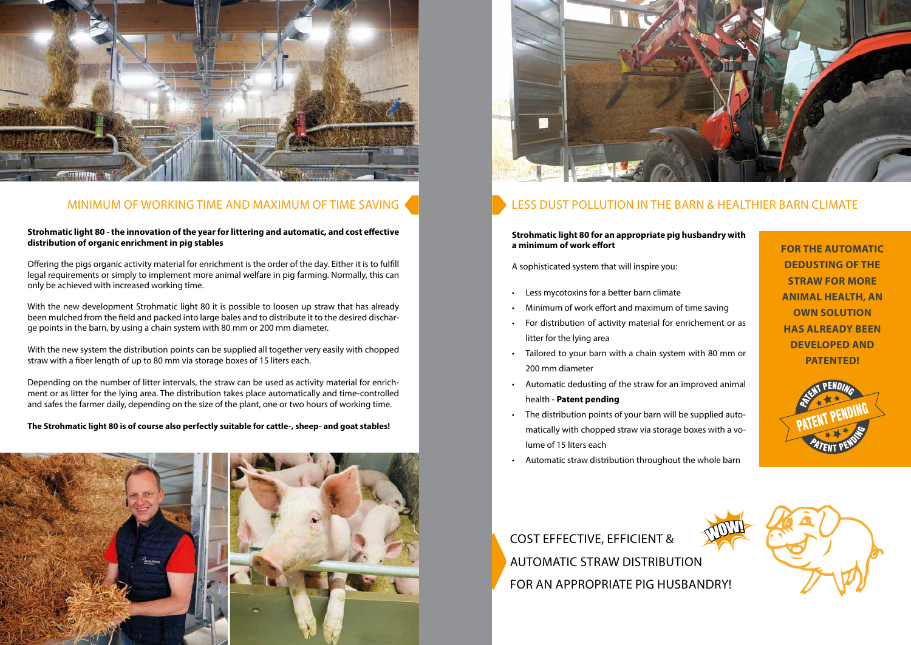## MINIMUM OF WORKING TIME AND MAXIMUM OF TIME SAVING

**Strohmatic light 80 - the innovation of the year for littering and automatic, and cost effective distribution of organic enrichment in pig stables**

Offering the pigs organic activity material for enrichment is the order of the day. Either it is to fulfill legal requirements or simply to implement more animal welfare in pig farming. Normally, this can only be achieved with increased working time.

With the new development Strohmatic light 80 it is possible to loosen up straw that has already been mulched from the field and packed into large bales and to distribute it to the desired discharge points in the barn, by using a chain system with 80 mm or 200 mm diameter.

With the new system the distribution points can be supplied all together very easily with chopped straw with a fiber length of up to 80 mm via storage boxes of 15 liters each.

Depending on the number of litter intervals, the straw can be used as activity material for enrichment or as litter for the lying area. The distribution takes place automatically and time-controlled and safes the farmer daily, depending on the size of the plant, one or two hours of working time.

**The Strohmatic light 80 is of course also perfectly suitable for cattle-, sheep- and goat stables!**

## LESS DUST POLLUTION IN THE BARN & HEALTHIER BARN CLIMATE

**Strohmatic light 80 for an appropriate pig husbandry with a minimum of work effort**

A sophisticated system that will inspire you:

- Less mycotoxins for a better barn climate
- Minimum of work effort and maximum of time saving
- For distribution of activity material for enrichement or as litter for the lying area
- Tailored to your barn with a chain system with 80 mm or 200 mm diameter
- Automatic dedusting of the straw for an improved animal health - **Patent pending**
- The distribution points of your barn will be supplied automatically with chopped straw via storage boxes with a volume of 15 liters each
- Automatic straw distribution throughout the whole barn

**FOR THE AUTOMATIC DEDUSTING OF THE STRAW FOR MORE ANIMAL HEALTH, AN OWN SOLUTION HAS ALREADY BEEN DEVELOPED AND PATENTED!**

PATENT PENDING

COST EFFECTIVE, EFFICIENT & AUTOMATIC STRAW DISTRIBUTION FOR AN APPROPRIATE PIG HUSBANDRY!

WOW!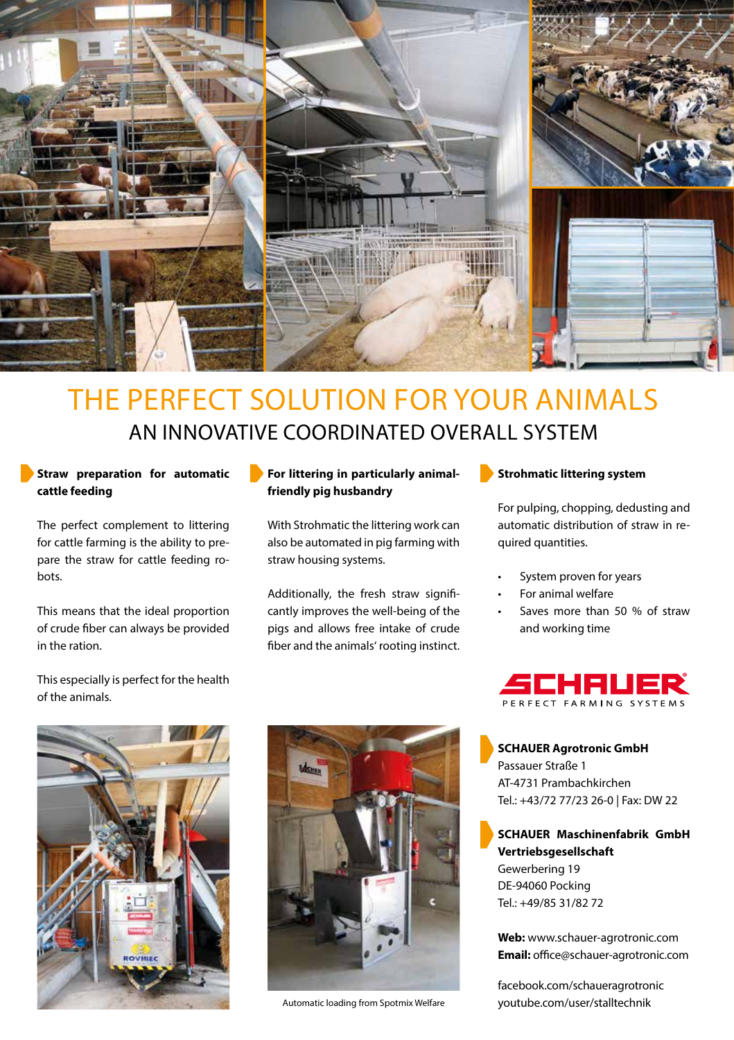# THE PERFECT SOLUTION FOR YOUR ANIMALS

## AN INNOVATIVE COORDINATED OVERALL SYSTEM

### Straw preparation for automatic cattle feeding

The perfect complement to littering for cattle farming is the ability to prepare the straw for cattle feeding robots.

This means that the ideal proportion of crude fiber can always be provided in the ration.

This especially is perfect for the health of the animals.

### For littering in particularly animal-friendly pig husbandry

With Strohmatic the littering work can also be automated in pig farming with straw housing systems.

Additionally, the fresh straw significantly improves the well-being of the pigs and allows free intake of crude fiber and the animals' rooting instinct.

### Strohmatic littering system

For pulping, chopping, dedusting and automatic distribution of straw in required quantities.

- System proven for years
- For animal welfare
- Saves more than 50 % of straw and working time

SCHAUER

PERFECT FARMING SYSTEMS

Automatic loading from Spotmix Welfare

**SCHAUER Agrotronic GmbH**
Passauer Straße 1
AT-4731 Prambachkirchen
Tel.: +43/72 77/23 26-0 | Fax: DW 22

**SCHAUER Maschinenfabrik GmbH Vertriebsgesellschaft**
Gewerbering 19
DE-94060 Pocking
Tel.: +49/85 31/82 72

**Web:** www.schauer-agrotronic.com
**Email:** office@schauer-agrotronic.com

facebook.com/schaueragrotronic
youtube.com/user/stalltechnik